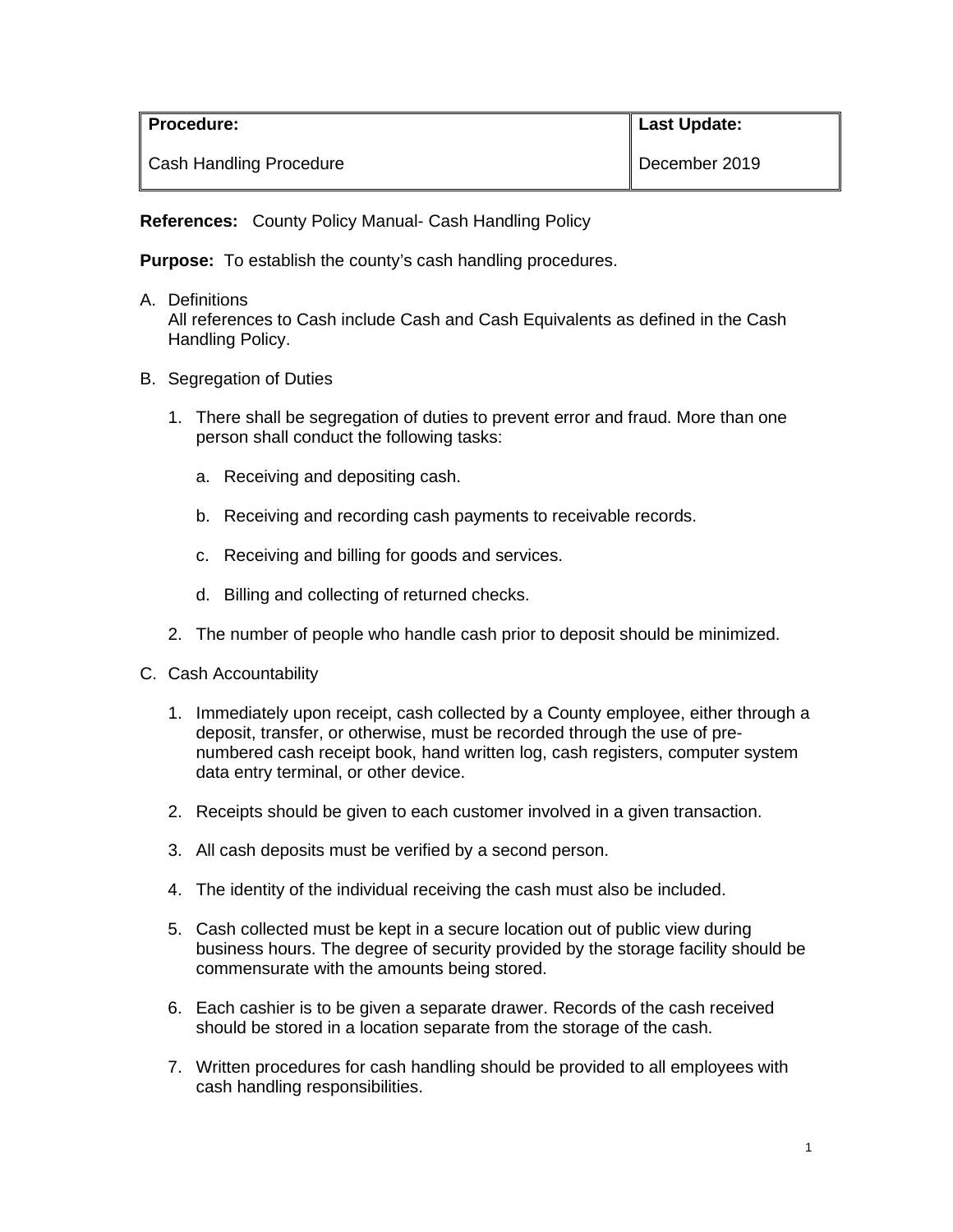| **Procedure:**<br><br>Cash Handling Procedure | **Last Update:**<br><br>December 2019 |
| --- | --- |

**References:** County Policy Manual- Cash Handling Policy

**Purpose:** To establish the county's cash handling procedures.

A. Definitions
   All references to Cash include Cash and Cash Equivalents as defined in the Cash Handling Policy.

B. Segregation of Duties

   1. There shall be segregation of duties to prevent error and fraud. More than one person shall conduct the following tasks:

      a. Receiving and depositing cash.

      b. Receiving and recording cash payments to receivable records.

      c. Receiving and billing for goods and services.

      d. Billing and collecting of returned checks.

   2. The number of people who handle cash prior to deposit should be minimized.

C. Cash Accountability

   1. Immediately upon receipt, cash collected by a County employee, either through a deposit, transfer, or otherwise, must be recorded through the use of pre-numbered cash receipt book, hand written log, cash registers, computer system data entry terminal, or other device.

   2. Receipts should be given to each customer involved in a given transaction.

   3. All cash deposits must be verified by a second person.

   4. The identity of the individual receiving the cash must also be included.

   5. Cash collected must be kept in a secure location out of public view during business hours. The degree of security provided by the storage facility should be commensurate with the amounts being stored.

   6. Each cashier is to be given a separate drawer. Records of the cash received should be stored in a location separate from the storage of the cash.

   7. Written procedures for cash handling should be provided to all employees with cash handling responsibilities.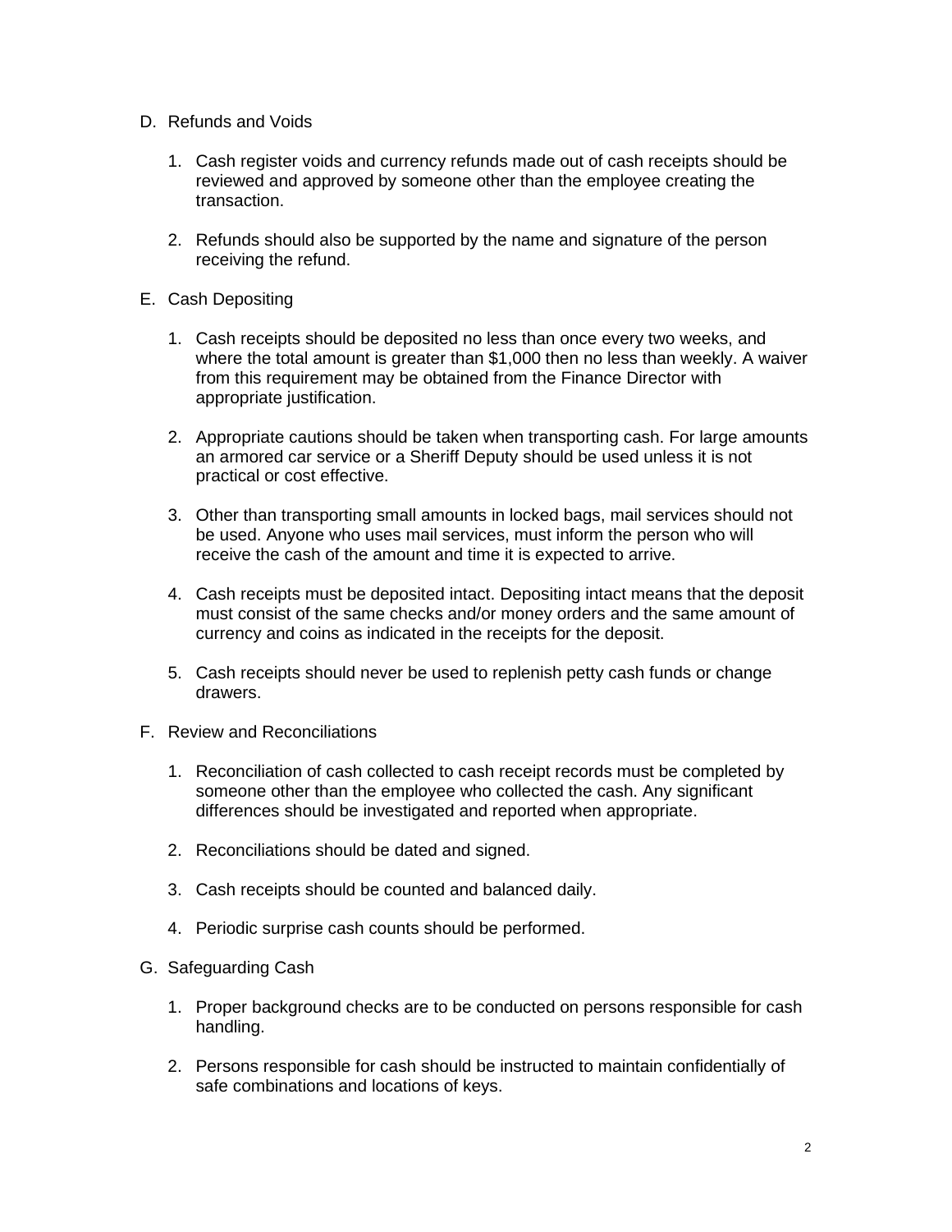D. Refunds and Voids

   1. Cash register voids and currency refunds made out of cash receipts should be reviewed and approved by someone other than the employee creating the transaction.

   2. Refunds should also be supported by the name and signature of the person receiving the refund.

E. Cash Depositing

   1. Cash receipts should be deposited no less than once every two weeks, and where the total amount is greater than $1,000 then no less than weekly. A waiver from this requirement may be obtained from the Finance Director with appropriate justification.

   2. Appropriate cautions should be taken when transporting cash. For large amounts an armored car service or a Sheriff Deputy should be used unless it is not practical or cost effective.

   3. Other than transporting small amounts in locked bags, mail services should not be used. Anyone who uses mail services, must inform the person who will receive the cash of the amount and time it is expected to arrive.

   4. Cash receipts must be deposited intact. Depositing intact means that the deposit must consist of the same checks and/or money orders and the same amount of currency and coins as indicated in the receipts for the deposit.

   5. Cash receipts should never be used to replenish petty cash funds or change drawers.

F. Review and Reconciliations

   1. Reconciliation of cash collected to cash receipt records must be completed by someone other than the employee who collected the cash. Any significant differences should be investigated and reported when appropriate.

   2. Reconciliations should be dated and signed.

   3. Cash receipts should be counted and balanced daily.

   4. Periodic surprise cash counts should be performed.

G. Safeguarding Cash

   1. Proper background checks are to be conducted on persons responsible for cash handling.

   2. Persons responsible for cash should be instructed to maintain confidentially of safe combinations and locations of keys.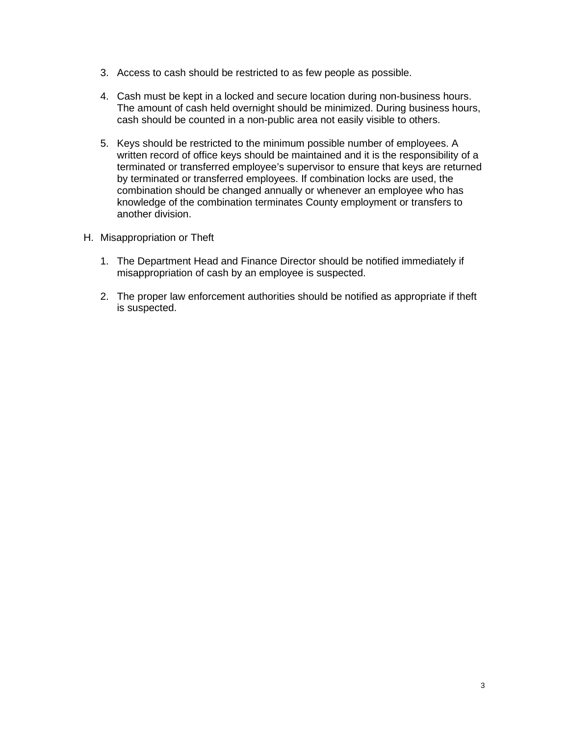3. Access to cash should be restricted to as few people as possible.

4. Cash must be kept in a locked and secure location during non-business hours. The amount of cash held overnight should be minimized. During business hours, cash should be counted in a non-public area not easily visible to others.

5. Keys should be restricted to the minimum possible number of employees. A written record of office keys should be maintained and it is the responsibility of a terminated or transferred employee's supervisor to ensure that keys are returned by terminated or transferred employees. If combination locks are used, the combination should be changed annually or whenever an employee who has knowledge of the combination terminates County employment or transfers to another division.

H. Misappropriation or Theft

1. The Department Head and Finance Director should be notified immediately if misappropriation of cash by an employee is suspected.

2. The proper law enforcement authorities should be notified as appropriate if theft is suspected.